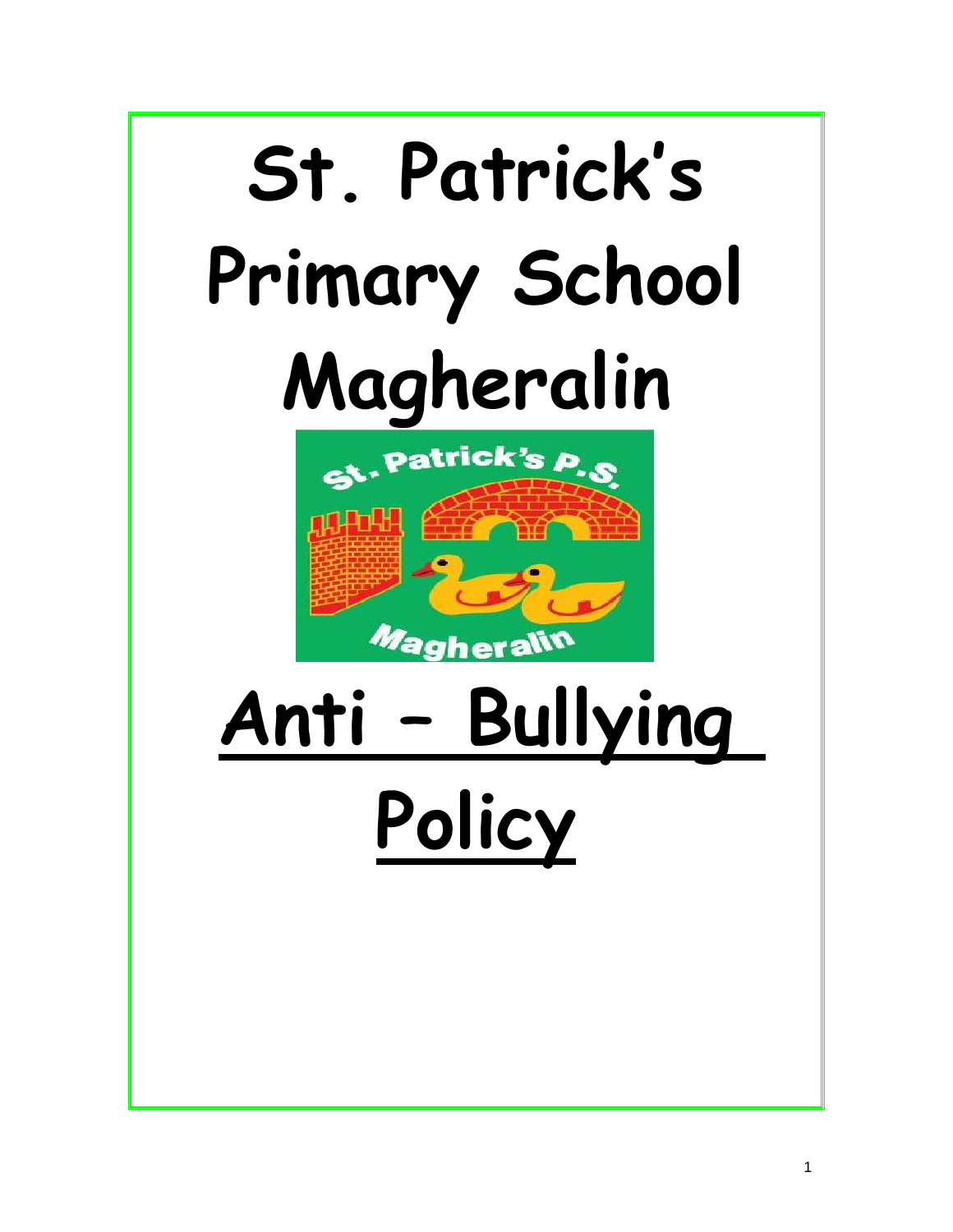# St. Patrick's Primary School Magheralin

# Anti – Bullying Policy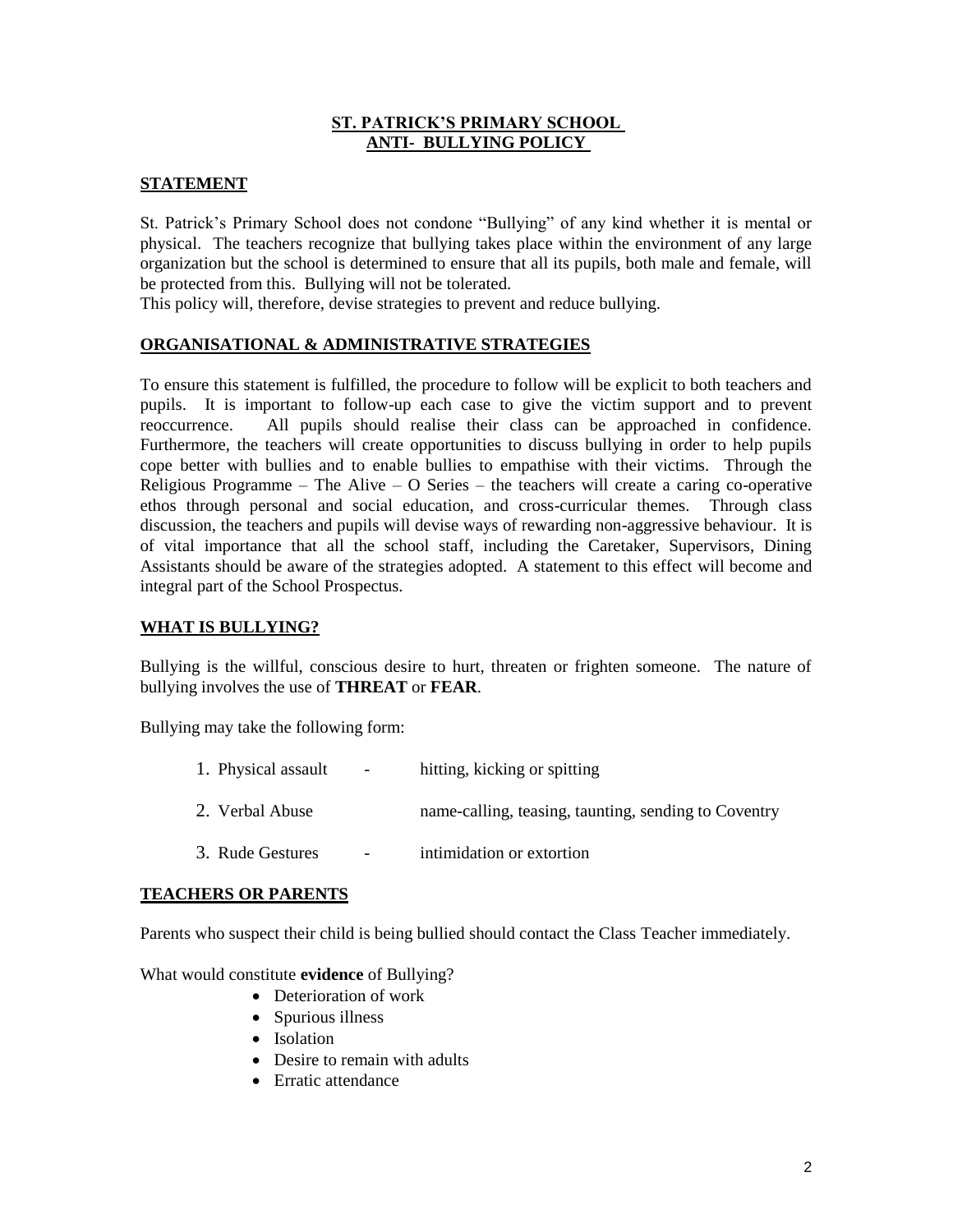**ST. PATRICK'S PRIMARY SCHOOL**
**ANTI- BULLYING POLICY**

## STATEMENT

St. Patrick's Primary School does not condone "Bullying" of any kind whether it is mental or physical. The teachers recognize that bullying takes place within the environment of any large organization but the school is determined to ensure that all its pupils, both male and female, will be protected from this. Bullying will not be tolerated.
This policy will, therefore, devise strategies to prevent and reduce bullying.

## ORGANISATIONAL & ADMINISTRATIVE STRATEGIES

To ensure this statement is fulfilled, the procedure to follow will be explicit to both teachers and pupils. It is important to follow-up each case to give the victim support and to prevent reoccurrence. All pupils should realise their class can be approached in confidence. Furthermore, the teachers will create opportunities to discuss bullying in order to help pupils cope better with bullies and to enable bullies to empathise with their victims. Through the Religious Programme – The Alive – O Series – the teachers will create a caring co-operative ethos through personal and social education, and cross-curricular themes. Through class discussion, the teachers and pupils will devise ways of rewarding non-aggressive behaviour. It is of vital importance that all the school staff, including the Caretaker, Supervisors, Dining Assistants should be aware of the strategies adopted. A statement to this effect will become and integral part of the School Prospectus.

## WHAT IS BULLYING?

Bullying is the willful, conscious desire to hurt, threaten or frighten someone. The nature of bullying involves the use of **THREAT** or **FEAR**.

Bullying may take the following form:

1. Physical assault - hitting, kicking or spitting
2. Verbal Abuse name-calling, teasing, taunting, sending to Coventry
3. Rude Gestures - intimidation or extortion

## TEACHERS OR PARENTS

Parents who suspect their child is being bullied should contact the Class Teacher immediately.

What would constitute **evidence** of Bullying?

- Deterioration of work
- Spurious illness
- Isolation
- Desire to remain with adults
- Erratic attendance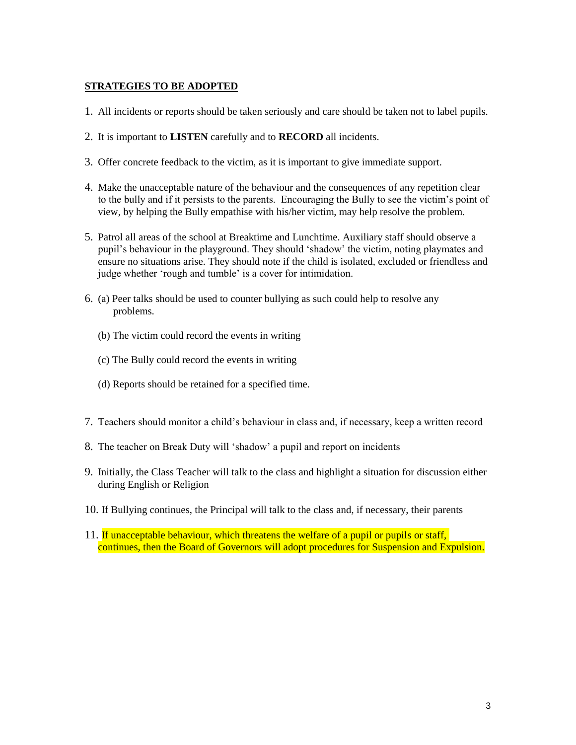## STRATEGIES TO BE ADOPTED

1. All incidents or reports should be taken seriously and care should be taken not to label pupils.

2. It is important to **LISTEN** carefully and to **RECORD** all incidents.

3. Offer concrete feedback to the victim, as it is important to give immediate support.

4. Make the unacceptable nature of the behaviour and the consequences of any repetition clear to the bully and if it persists to the parents. Encouraging the Bully to see the victim's point of view, by helping the Bully empathise with his/her victim, may help resolve the problem.

5. Patrol all areas of the school at Breaktime and Lunchtime. Auxiliary staff should observe a pupil's behaviour in the playground. They should 'shadow' the victim, noting playmates and ensure no situations arise. They should note if the child is isolated, excluded or friendless and judge whether 'rough and tumble' is a cover for intimidation.

6. (a) Peer talks should be used to counter bullying as such could help to resolve any problems.

   (b) The victim could record the events in writing

   (c) The Bully could record the events in writing

   (d) Reports should be retained for a specified time.

7. Teachers should monitor a child's behaviour in class and, if necessary, keep a written record

8. The teacher on Break Duty will 'shadow' a pupil and report on incidents

9. Initially, the Class Teacher will talk to the class and highlight a situation for discussion either during English or Religion

10. If Bullying continues, the Principal will talk to the class and, if necessary, their parents

11. If unacceptable behaviour, which threatens the welfare of a pupil or pupils or staff, continues, then the Board of Governors will adopt procedures for Suspension and Expulsion.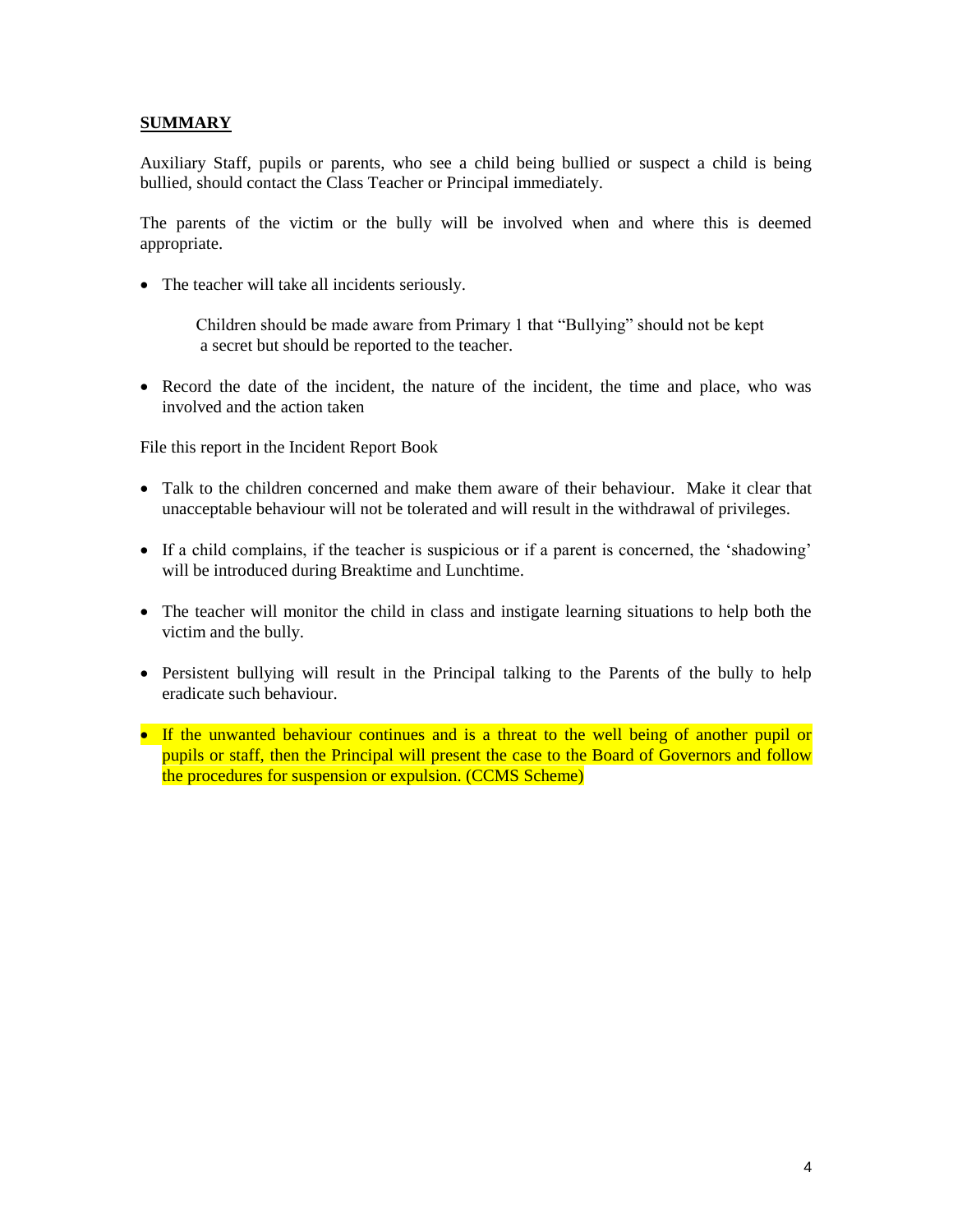## SUMMARY

Auxiliary Staff, pupils or parents, who see a child being bullied or suspect a child is being bullied, should contact the Class Teacher or Principal immediately.

The parents of the victim or the bully will be involved when and where this is deemed appropriate.

- The teacher will take all incidents seriously.

  Children should be made aware from Primary 1 that "Bullying" should not be kept a secret but should be reported to the teacher.

- Record the date of the incident, the nature of the incident, the time and place, who was involved and the action taken

File this report in the Incident Report Book

- Talk to the children concerned and make them aware of their behaviour. Make it clear that unacceptable behaviour will not be tolerated and will result in the withdrawal of privileges.
- If a child complains, if the teacher is suspicious or if a parent is concerned, the 'shadowing' will be introduced during Breaktime and Lunchtime.
- The teacher will monitor the child in class and instigate learning situations to help both the victim and the bully.
- Persistent bullying will result in the Principal talking to the Parents of the bully to help eradicate such behaviour.
- If the unwanted behaviour continues and is a threat to the well being of another pupil or pupils or staff, then the Principal will present the case to the Board of Governors and follow the procedures for suspension or expulsion. (CCMS Scheme)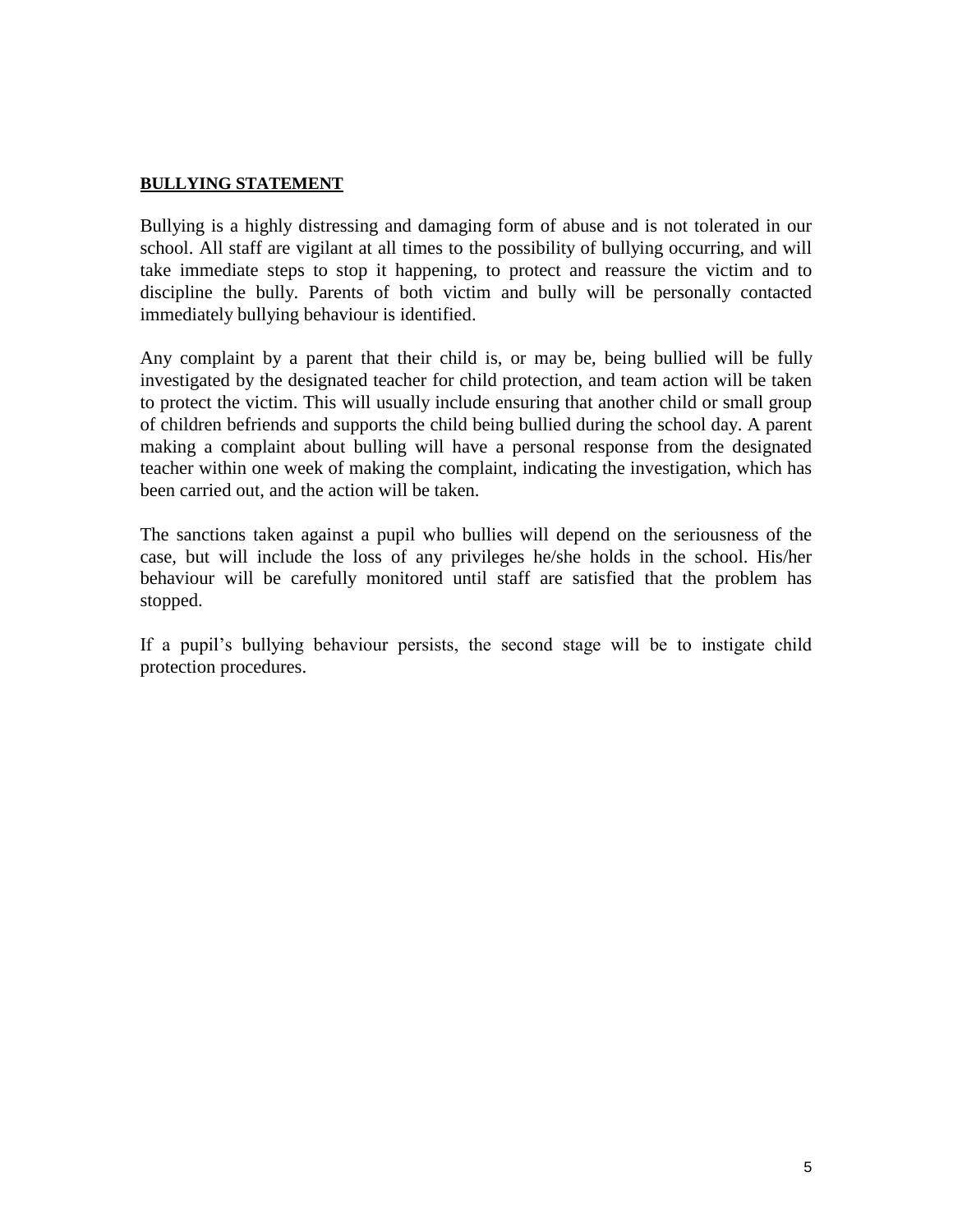**BULLYING STATEMENT**

Bullying is a highly distressing and damaging form of abuse and is not tolerated in our school. All staff are vigilant at all times to the possibility of bullying occurring, and will take immediate steps to stop it happening, to protect and reassure the victim and to discipline the bully. Parents of both victim and bully will be personally contacted immediately bullying behaviour is identified.

Any complaint by a parent that their child is, or may be, being bullied will be fully investigated by the designated teacher for child protection, and team action will be taken to protect the victim. This will usually include ensuring that another child or small group of children befriends and supports the child being bullied during the school day. A parent making a complaint about bulling will have a personal response from the designated teacher within one week of making the complaint, indicating the investigation, which has been carried out, and the action will be taken.

The sanctions taken against a pupil who bullies will depend on the seriousness of the case, but will include the loss of any privileges he/she holds in the school. His/her behaviour will be carefully monitored until staff are satisfied that the problem has stopped.

If a pupil's bullying behaviour persists, the second stage will be to instigate child protection procedures.